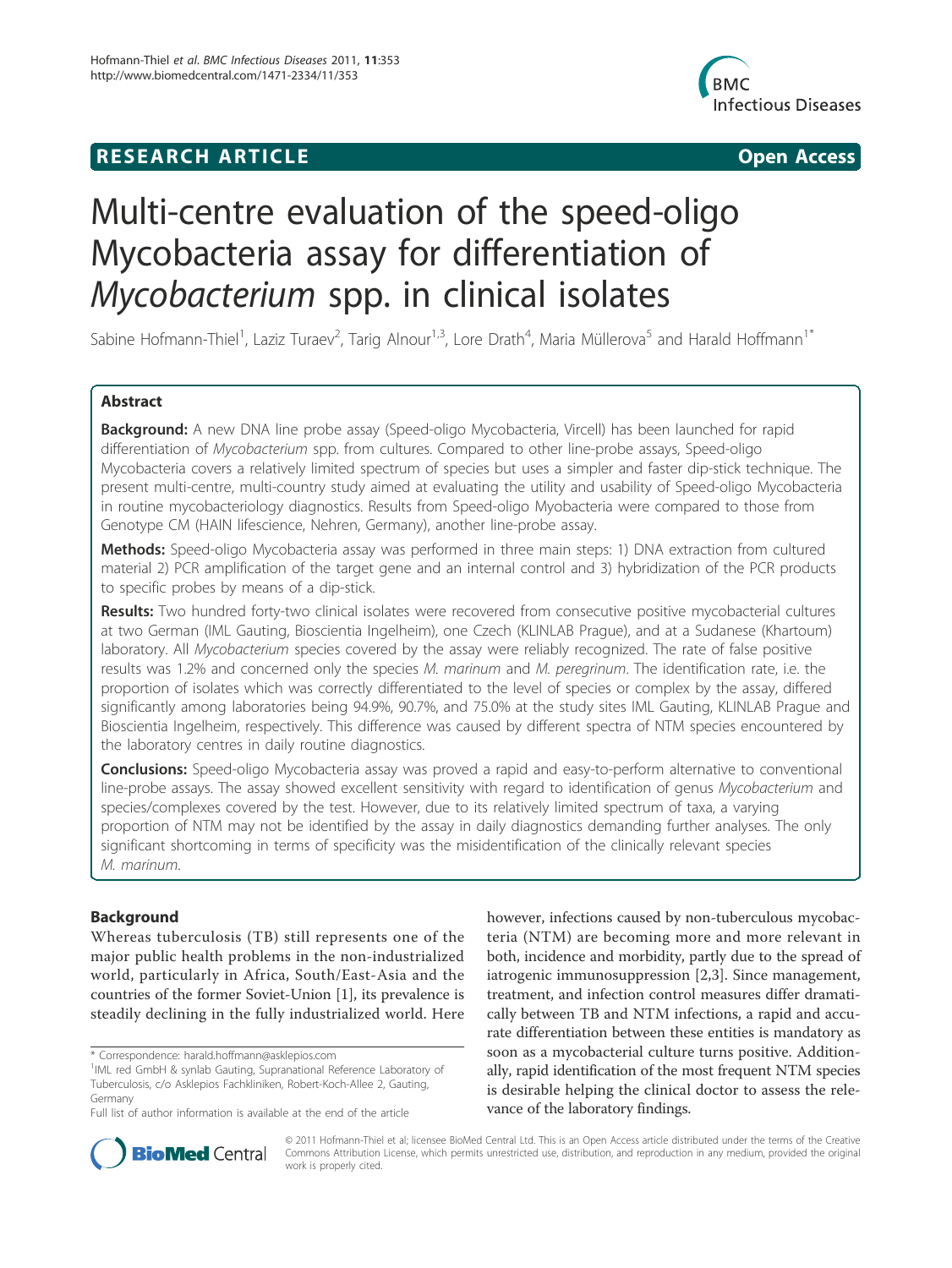**RESEARCH ARTICLE** **Open Access**

# Multi-centre evaluation of the speed-oligo Mycobacteria assay for differentiation of *Mycobacterium* spp. in clinical isolates

Sabine Hofmann-Thiel[1], Laziz Turaev[2], Tarig Alnour[1,3], Lore Drath[4], Maria Müllerova[5] and Harald Hoffmann[1*]

## Abstract

**Background:** A new DNA line probe assay (Speed-oligo Mycobacteria, Vircell) has been launched for rapid differentiation of *Mycobacterium* spp. from cultures. Compared to other line-probe assays, Speed-oligo Mycobacteria covers a relatively limited spectrum of species but uses a simpler and faster dip-stick technique. The present multi-centre, multi-country study aimed at evaluating the utility and usability of Speed-oligo Mycobacteria in routine mycobacteriology diagnostics. Results from Speed-oligo Myobacteria were compared to those from Genotype CM (HAIN lifescience, Nehren, Germany), another line-probe assay.

**Methods:** Speed-oligo Mycobacteria assay was performed in three main steps: 1) DNA extraction from cultured material 2) PCR amplification of the target gene and an internal control and 3) hybridization of the PCR products to specific probes by means of a dip-stick.

**Results:** Two hundred forty-two clinical isolates were recovered from consecutive positive mycobacterial cultures at two German (IML Gauting, Bioscientia Ingelheim), one Czech (KLINLAB Prague), and at a Sudanese (Khartoum) laboratory. All *Mycobacterium* species covered by the assay were reliably recognized. The rate of false positive results was 1.2% and concerned only the species *M. marinum* and *M. peregrinum*. The identification rate, i.e. the proportion of isolates which was correctly differentiated to the level of species or complex by the assay, differed significantly among laboratories being 94.9%, 90.7%, and 75.0% at the study sites IML Gauting, KLINLAB Prague and Bioscientia Ingelheim, respectively. This difference was caused by different spectra of NTM species encountered by the laboratory centres in daily routine diagnostics.

**Conclusions:** Speed-oligo Mycobacteria assay was proved a rapid and easy-to-perform alternative to conventional line-probe assays. The assay showed excellent sensitivity with regard to identification of genus *Mycobacterium* and species/complexes covered by the test. However, due to its relatively limited spectrum of taxa, a varying proportion of NTM may not be identified by the assay in daily diagnostics demanding further analyses. The only significant shortcoming in terms of specificity was the misidentification of the clinically relevant species *M. marinum*.

## Background

Whereas tuberculosis (TB) still represents one of the major public health problems in the non-industrialized world, particularly in Africa, South/East-Asia and the countries of the former Soviet-Union [1], its prevalence is steadily declining in the fully industrialized world. Here however, infections caused by non-tuberculous mycobacteria (NTM) are becoming more and more relevant in both, incidence and morbidity, partly due to the spread of iatrogenic immunosuppression [2,3]. Since management, treatment, and infection control measures differ dramatically between TB and NTM infections, a rapid and accurate differentiation between these entities is mandatory as soon as a mycobacterial culture turns positive. Additionally, rapid identification of the most frequent NTM species is desirable helping the clinical doctor to assess the relevance of the laboratory findings.

\* Correspondence: harald.hoffmann@asklepios.com
[1]IML red GmbH & synlab Gauting, Supranational Reference Laboratory of Tuberculosis, c/o Asklepios Fachkliniken, Robert-Koch-Allee 2, Gauting, Germany
Full list of author information is available at the end of the article

© 2011 Hofmann-Thiel et al; licensee BioMed Central Ltd. This is an Open Access article distributed under the terms of the Creative Commons Attribution License, which permits unrestricted use, distribution, and reproduction in any medium, provided the original work is properly cited.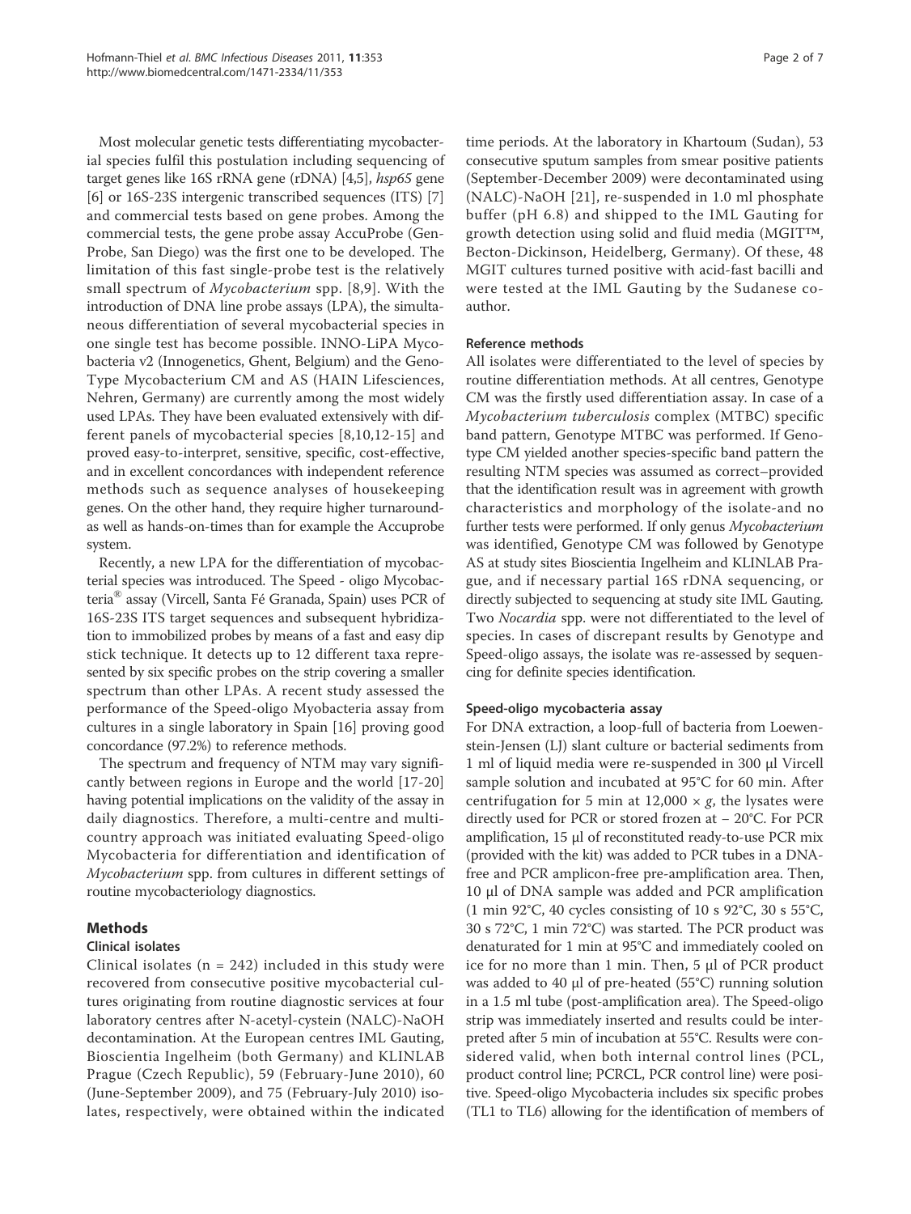Most molecular genetic tests differentiating mycobacterial species fulfil this postulation including sequencing of target genes like 16S rRNA gene (rDNA) [4,5], *hsp65* gene [6] or 16S-23S intergenic transcribed sequences (ITS) [7] and commercial tests based on gene probes. Among the commercial tests, the gene probe assay AccuProbe (Gen-Probe, San Diego) was the first one to be developed. The limitation of this fast single-probe test is the relatively small spectrum of *Mycobacterium* spp. [8,9]. With the introduction of DNA line probe assays (LPA), the simultaneous differentiation of several mycobacterial species in one single test has become possible. INNO-LiPA Mycobacteria v2 (Innogenetics, Ghent, Belgium) and the GenoType Mycobacterium CM and AS (HAIN Lifesciences, Nehren, Germany) are currently among the most widely used LPAs. They have been evaluated extensively with different panels of mycobacterial species [8,10,12-15] and proved easy-to-interpret, sensitive, specific, cost-effective, and in excellent concordances with independent reference methods such as sequence analyses of housekeeping genes. On the other hand, they require higher turnaround- as well as hands-on-times than for example the Accuprobe system.

Recently, a new LPA for the differentiation of mycobacterial species was introduced. The Speed - oligo Mycobacteria® assay (Vircell, Santa Fé Granada, Spain) uses PCR of 16S-23S ITS target sequences and subsequent hybridization to immobilized probes by means of a fast and easy dip stick technique. It detects up to 12 different taxa represented by six specific probes on the strip covering a smaller spectrum than other LPAs. A recent study assessed the performance of the Speed-oligo Myobacteria assay from cultures in a single laboratory in Spain [16] proving good concordance (97.2%) to reference methods.

The spectrum and frequency of NTM may vary significantly between regions in Europe and the world [17-20] having potential implications on the validity of the assay in daily diagnostics. Therefore, a multi-centre and multi-country approach was initiated evaluating Speed-oligo Mycobacteria for differentiation and identification of *Mycobacterium* spp. from cultures in different settings of routine mycobacteriology diagnostics.

## Methods

### Clinical isolates

Clinical isolates (n = 242) included in this study were recovered from consecutive positive mycobacterial cultures originating from routine diagnostic services at four laboratory centres after N-acetyl-cystein (NALC)-NaOH decontamination. At the European centres IML Gauting, Bioscientia Ingelheim (both Germany) and KLINLAB Prague (Czech Republic), 59 (February-June 2010), 60 (June-September 2009), and 75 (February-July 2010) isolates, respectively, were obtained within the indicated time periods. At the laboratory in Khartoum (Sudan), 53 consecutive sputum samples from smear positive patients (September-December 2009) were decontaminated using (NALC)-NaOH [21], re-suspended in 1.0 ml phosphate buffer (pH 6.8) and shipped to the IML Gauting for growth detection using solid and fluid media (MGIT™, Becton-Dickinson, Heidelberg, Germany). Of these, 48 MGIT cultures turned positive with acid-fast bacilli and were tested at the IML Gauting by the Sudanese co-author.

### Reference methods

All isolates were differentiated to the level of species by routine differentiation methods. At all centres, Genotype CM was the firstly used differentiation assay. In case of a *Mycobacterium tuberculosis* complex (MTBC) specific band pattern, Genotype MTBC was performed. If Genotype CM yielded another species-specific band pattern the resulting NTM species was assumed as correct–provided that the identification result was in agreement with growth characteristics and morphology of the isolate-and no further tests were performed. If only genus *Mycobacterium* was identified, Genotype CM was followed by Genotype AS at study sites Bioscientia Ingelheim and KLINLAB Prague, and if necessary partial 16S rDNA sequencing, or directly subjected to sequencing at study site IML Gauting. Two *Nocardia* spp. were not differentiated to the level of species. In cases of discrepant results by Genotype and Speed-oligo assays, the isolate was re-assessed by sequencing for definite species identification.

### Speed-oligo mycobacteria assay

For DNA extraction, a loop-full of bacteria from Loewenstein-Jensen (LJ) slant culture or bacterial sediments from 1 ml of liquid media were re-suspended in 300 μl Vircell sample solution and incubated at 95°C for 60 min. After centrifugation for 5 min at 12,000 × *g*, the lysates were directly used for PCR or stored frozen at – 20°C. For PCR amplification, 15 μl of reconstituted ready-to-use PCR mix (provided with the kit) was added to PCR tubes in a DNA-free and PCR amplicon-free pre-amplification area. Then, 10 μl of DNA sample was added and PCR amplification (1 min 92°C, 40 cycles consisting of 10 s 92°C, 30 s 55°C, 30 s 72°C, 1 min 72°C) was started. The PCR product was denaturated for 1 min at 95°C and immediately cooled on ice for no more than 1 min. Then, 5 μl of PCR product was added to 40 μl of pre-heated (55°C) running solution in a 1.5 ml tube (post-amplification area). The Speed-oligo strip was immediately inserted and results could be interpreted after 5 min of incubation at 55°C. Results were considered valid, when both internal control lines (PCL, product control line; PCRCL, PCR control line) were positive. Speed-oligo Mycobacteria includes six specific probes (TL1 to TL6) allowing for the identification of members of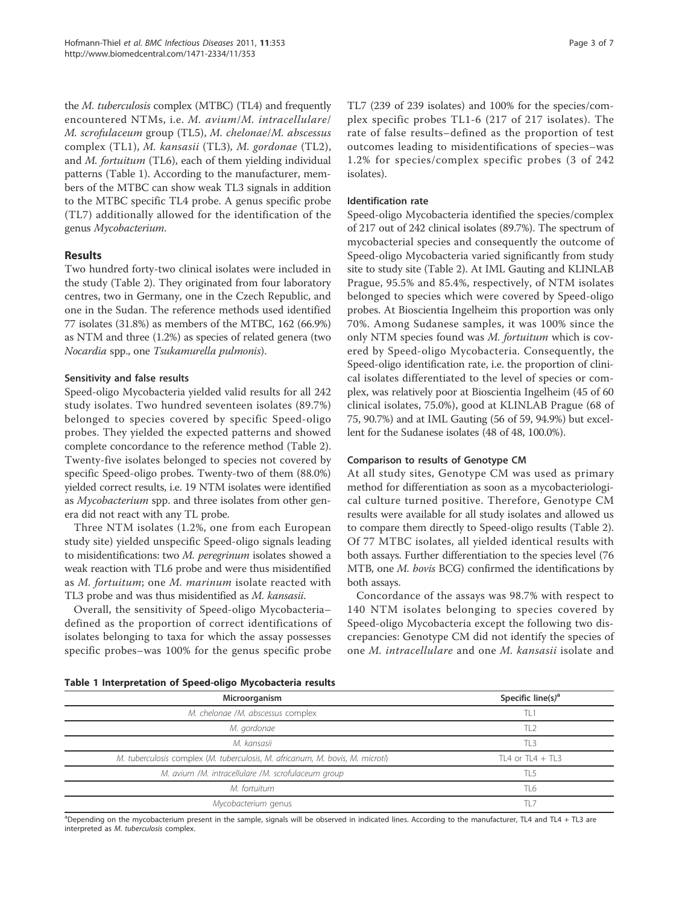the *M. tuberculosis* complex (MTBC) (TL4) and frequently encountered NTMs, i.e. *M. avium*/*M. intracellulare*/*M. scrofulaceum* group (TL5), *M. chelonae*/*M. abscessus* complex (TL1), *M. kansasii* (TL3), *M. gordonae* (TL2), and *M. fortuitum* (TL6), each of them yielding individual patterns (Table 1). According to the manufacturer, members of the MTBC can show weak TL3 signals in addition to the MTBC specific TL4 probe. A genus specific probe (TL7) additionally allowed for the identification of the genus *Mycobacterium*.

## Results

Two hundred forty-two clinical isolates were included in the study (Table 2). They originated from four laboratory centres, two in Germany, one in the Czech Republic, and one in the Sudan. The reference methods used identified 77 isolates (31.8%) as members of the MTBC, 162 (66.9%) as NTM and three (1.2%) as species of related genera (two *Nocardia* spp., one *Tsukamurella pulmonis*).

### Sensitivity and false results

Speed-oligo Mycobacteria yielded valid results for all 242 study isolates. Two hundred seventeen isolates (89.7%) belonged to species covered by specific Speed-oligo probes. They yielded the expected patterns and showed complete concordance to the reference method (Table 2). Twenty-five isolates belonged to species not covered by specific Speed-oligo probes. Twenty-two of them (88.0%) yielded correct results, i.e. 19 NTM isolates were identified as *Mycobacterium* spp. and three isolates from other genera did not react with any TL probe.

Three NTM isolates (1.2%, one from each European study site) yielded unspecific Speed-oligo signals leading to misidentifications: two *M. peregrinum* isolates showed a weak reaction with TL6 probe and were thus misidentified as *M. fortuitum*; one *M. marinum* isolate reacted with TL3 probe and was thus misidentified as *M. kansasii*.

Overall, the sensitivity of Speed-oligo Mycobacteria–defined as the proportion of correct identifications of isolates belonging to taxa for which the assay possesses specific probes–was 100% for the genus specific probe TL7 (239 of 239 isolates) and 100% for the species/complex specific probes TL1-6 (217 of 217 isolates). The rate of false results–defined as the proportion of test outcomes leading to misidentifications of species–was 1.2% for species/complex specific probes (3 of 242 isolates).

### Identification rate

Speed-oligo Mycobacteria identified the species/complex of 217 out of 242 clinical isolates (89.7%). The spectrum of mycobacterial species and consequently the outcome of Speed-oligo Mycobacteria varied significantly from study site to study site (Table 2). At IML Gauting and KLINLAB Prague, 95.5% and 85.4%, respectively, of NTM isolates belonged to species which were covered by Speed-oligo probes. At Bioscientia Ingelheim this proportion was only 70%. Among Sudanese samples, it was 100% since the only NTM species found was *M. fortuitum* which is covered by Speed-oligo Mycobacteria. Consequently, the Speed-oligo identification rate, i.e. the proportion of clinical isolates differentiated to the level of species or complex, was relatively poor at Bioscientia Ingelheim (45 of 60 clinical isolates, 75.0%), good at KLINLAB Prague (68 of 75, 90.7%) and at IML Gauting (56 of 59, 94.9%) but excellent for the Sudanese isolates (48 of 48, 100.0%).

### Comparison to results of Genotype CM

At all study sites, Genotype CM was used as primary method for differentiation as soon as a mycobacteriological culture turned positive. Therefore, Genotype CM results were available for all study isolates and allowed us to compare them directly to Speed-oligo results (Table 2). Of 77 MTBC isolates, all yielded identical results with both assays. Further differentiation to the species level (76 MTB, one *M. bovis* BCG) confirmed the identifications by both assays.

Concordance of the assays was 98.7% with respect to 140 NTM isolates belonging to species covered by Speed-oligo Mycobacteria except the following two discrepancies: Genotype CM did not identify the species of one *M. intracellulare* and one *M. kansasii* isolate and

**Table 1 Interpretation of Speed-oligo Mycobacteria results**

| Microorganism | Specific line(s)[a] |
|---|---|
| *M. chelonae* /*M. abscessus* complex | TL1 |
| *M. gordonae* | TL2 |
| *M. kansasii* | TL3 |
| *M. tuberculosis* complex (*M. tuberculosis*, *M. africanum*, *M. bovis*, *M. microti*) | TL4 or TL4 + TL3 |
| *M. avium* /*M. intracellulare* /*M. scrofulaceum* group | TL5 |
| *M. fortuitum* | TL6 |
| *Mycobacterium* genus | TL7 |

[a]Depending on the mycobacterium present in the sample, signals will be observed in indicated lines. According to the manufacturer, TL4 and TL4 + TL3 are interpreted as *M. tuberculosis* complex.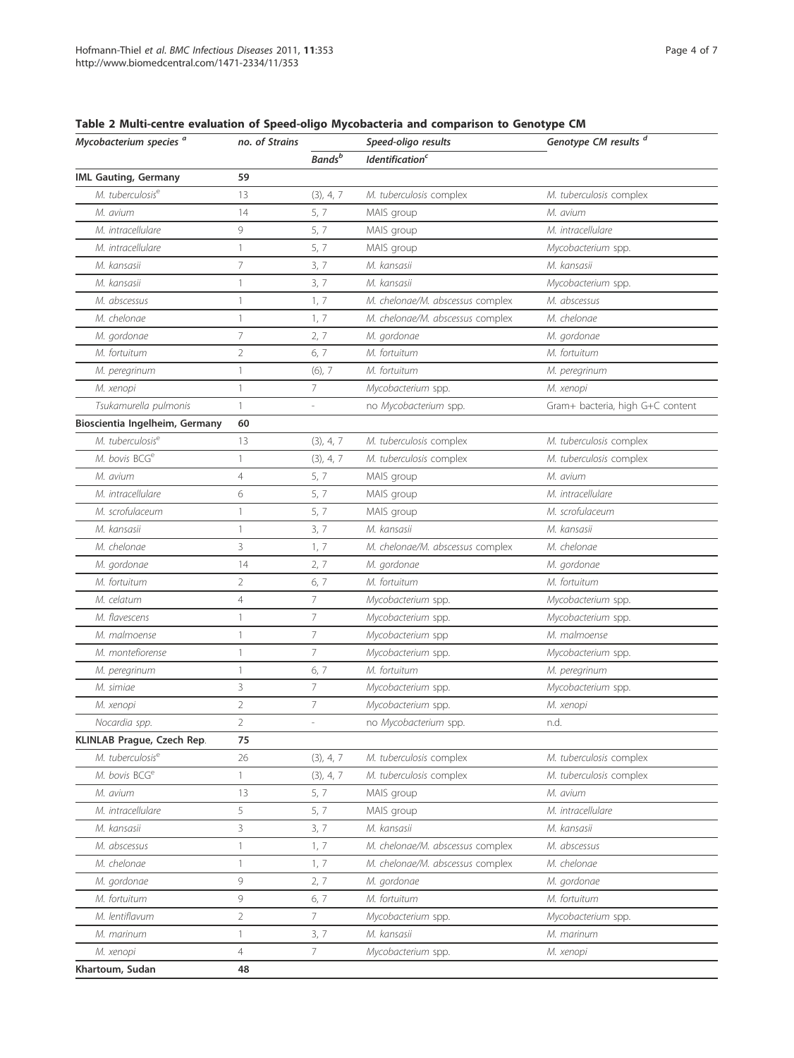**Table 2 Multi-centre evaluation of Speed-oligo Mycobacteria and comparison to Genotype CM**

| *Mycobacterium species* [a] | no. of Strains | Speed-oligo results | | Genotype CM results [d] |
|---|---|---|---|---|
| | | *Bands* [b] | *Identification* [c] | |
| **IML Gauting, Germany** | **59** | | | |
| *M. tuberculosis* [e] | 13 | (3), 4, 7 | *M. tuberculosis* complex | *M. tuberculosis* complex |
| *M. avium* | 14 | 5, 7 | MAIS group | *M. avium* |
| *M. intracellulare* | 9 | 5, 7 | MAIS group | *M. intracellulare* |
| *M. intracellulare* | 1 | 5, 7 | MAIS group | *Mycobacterium* spp. |
| *M. kansasii* | 7 | 3, 7 | *M. kansasii* | *M. kansasii* |
| *M. kansasii* | 1 | 3, 7 | *M. kansasii* | *Mycobacterium* spp. |
| *M. abscessus* | 1 | 1, 7 | *M. chelonae/M. abscessus* complex | *M. abscessus* |
| *M. chelonae* | 1 | 1, 7 | *M. chelonae/M. abscessus* complex | *M. chelonae* |
| *M. gordonae* | 7 | 2, 7 | *M. gordonae* | *M. gordonae* |
| *M. fortuitum* | 2 | 6, 7 | *M. fortuitum* | *M. fortuitum* |
| *M. peregrinum* | 1 | (6), 7 | *M. fortuitum* | *M. peregrinum* |
| *M. xenopi* | 1 | 7 | *Mycobacterium* spp. | *M. xenopi* |
| *Tsukamurella pulmonis* | 1 | - | no *Mycobacterium* spp. | Gram+ bacteria, high G+C content |
| **Bioscientia Ingelheim, Germany** | **60** | | | |
| *M. tuberculosis* [e] | 13 | (3), 4, 7 | *M. tuberculosis* complex | *M. tuberculosis* complex |
| *M. bovis* BCG [e] | 1 | (3), 4, 7 | *M. tuberculosis* complex | *M. tuberculosis* complex |
| *M. avium* | 4 | 5, 7 | MAIS group | *M. avium* |
| *M. intracellulare* | 6 | 5, 7 | MAIS group | *M. intracellulare* |
| *M. scrofulaceum* | 1 | 5, 7 | MAIS group | *M. scrofulaceum* |
| *M. kansasii* | 1 | 3, 7 | *M. kansasii* | *M. kansasii* |
| *M. chelonae* | 3 | 1, 7 | *M. chelonae/M. abscessus* complex | *M. chelonae* |
| *M. gordonae* | 14 | 2, 7 | *M. gordonae* | *M. gordonae* |
| *M. fortuitum* | 2 | 6, 7 | *M. fortuitum* | *M. fortuitum* |
| *M. celatum* | 4 | 7 | *Mycobacterium* spp. | *Mycobacterium* spp. |
| *M. flavescens* | 1 | 7 | *Mycobacterium* spp. | *Mycobacterium* spp. |
| *M. malmoense* | 1 | 7 | *Mycobacterium* spp | *M. malmoense* |
| *M. montefiorense* | 1 | 7 | *Mycobacterium* spp. | *Mycobacterium* spp. |
| *M. peregrinum* | 1 | 6, 7 | *M. fortuitum* | *M. peregrinum* |
| *M. simiae* | 3 | 7 | *Mycobacterium* spp. | *Mycobacterium* spp. |
| *M. xenopi* | 2 | 7 | *Mycobacterium* spp. | *M. xenopi* |
| *Nocardia* spp. | 2 | - | no *Mycobacterium* spp. | n.d. |
| **KLINLAB Prague, Czech Rep.** | **75** | | | |
| *M. tuberculosis* [e] | 26 | (3), 4, 7 | *M. tuberculosis* complex | *M. tuberculosis* complex |
| *M. bovis* BCG [e] | 1 | (3), 4, 7 | *M. tuberculosis* complex | *M. tuberculosis* complex |
| *M. avium* | 13 | 5, 7 | MAIS group | *M. avium* |
| *M. intracellulare* | 5 | 5, 7 | MAIS group | *M. intracellulare* |
| *M. kansasii* | 3 | 3, 7 | *M. kansasii* | *M. kansasii* |
| *M. abscessus* | 1 | 1, 7 | *M. chelonae/M. abscessus* complex | *M. abscessus* |
| *M. chelonae* | 1 | 1, 7 | *M. chelonae/M. abscessus* complex | *M. chelonae* |
| *M. gordonae* | 9 | 2, 7 | *M. gordonae* | *M. gordonae* |
| *M. fortuitum* | 9 | 6, 7 | *M. fortuitum* | *M. fortuitum* |
| *M. lentiflavum* | 2 | 7 | *Mycobacterium* spp. | *Mycobacterium* spp. |
| *M. marinum* | 1 | 3, 7 | *M. kansasii* | *M. marinum* |
| *M. xenopi* | 4 | 7 | *Mycobacterium* spp. | *M. xenopi* |
| **Khartoum, Sudan** | **48** | | | |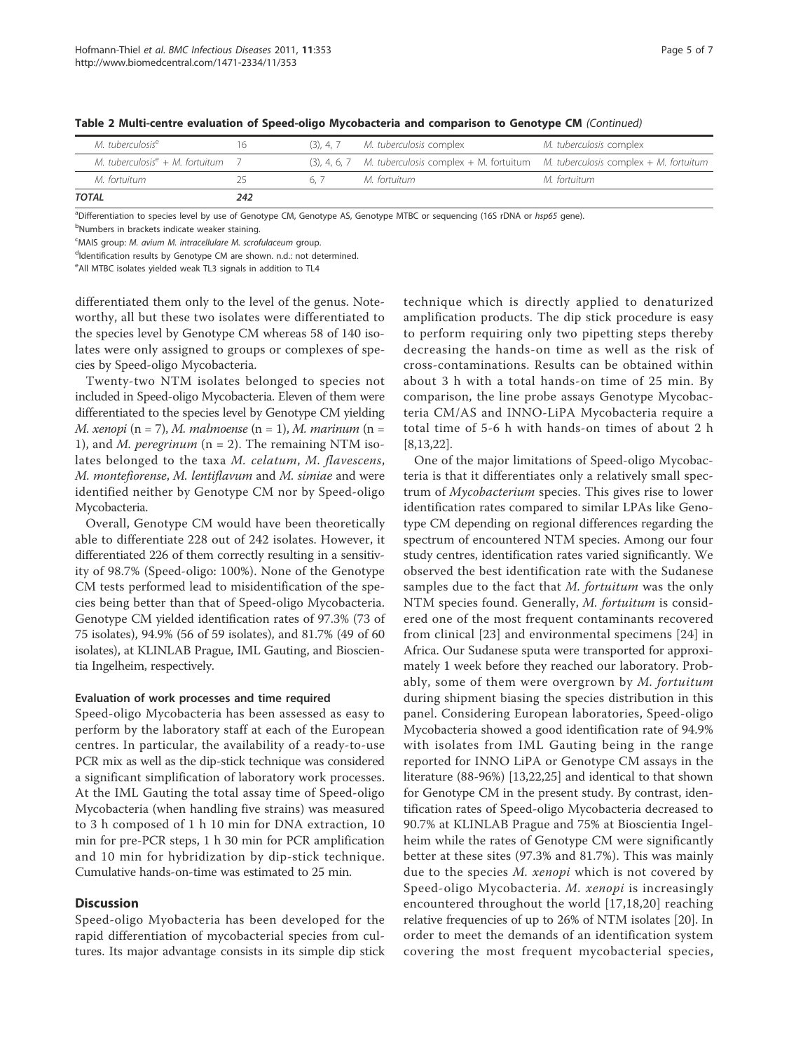**Table 2 Multi-centre evaluation of Speed-oligo Mycobacteria and comparison to Genotype CM** *(Continued)*

| | | | | |
|---|---|---|---|---|
| *M. tuberculosis*[e] | 16 | (3), 4, 7 | *M. tuberculosis* complex | *M. tuberculosis* complex |
| *M. tuberculosis*[e] + *M. fortuitum* | 7 | (3), 4, 6, 7 | *M. tuberculosis* complex + *M. fortuitum* | *M. tuberculosis* complex + *M. fortuitum* |
| *M. fortuitum* | 25 | 6, 7 | *M. fortuitum* | *M. fortuitum* |
| ***TOTAL*** | **242** | | | |

[a]Differentiation to species level by use of Genotype CM, Genotype AS, Genotype MTBC or sequencing (16S rDNA or *hsp65* gene).

[b]Numbers in brackets indicate weaker staining.

[c]MAIS group: *M. avium M. intracellulare M. scrofulaceum* group.

[d]Identification results by Genotype CM are shown. n.d.: not determined.

[e]All MTBC isolates yielded weak TL3 signals in addition to TL4

differentiated them only to the level of the genus. Noteworthy, all but these two isolates were differentiated to the species level by Genotype CM whereas 58 of 140 isolates were only assigned to groups or complexes of species by Speed-oligo Mycobacteria.

Twenty-two NTM isolates belonged to species not included in Speed-oligo Mycobacteria. Eleven of them were differentiated to the species level by Genotype CM yielding *M. xenopi* (n = 7), *M. malmoense* (n = 1), *M. marinum* (n = 1), and *M. peregrinum* (n = 2). The remaining NTM isolates belonged to the taxa *M. celatum*, *M. flavescens*, *M. montefiorense*, *M. lentiflavum* and *M. simiae* and were identified neither by Genotype CM nor by Speed-oligo Mycobacteria.

Overall, Genotype CM would have been theoretically able to differentiate 228 out of 242 isolates. However, it differentiated 226 of them correctly resulting in a sensitivity of 98.7% (Speed-oligo: 100%). None of the Genotype CM tests performed lead to misidentification of the species being better than that of Speed-oligo Mycobacteria. Genotype CM yielded identification rates of 97.3% (73 of 75 isolates), 94.9% (56 of 59 isolates), and 81.7% (49 of 60 isolates), at KLINLAB Prague, IML Gauting, and Bioscientia Ingelheim, respectively.

### Evaluation of work processes and time required

Speed-oligo Mycobacteria has been assessed as easy to perform by the laboratory staff at each of the European centres. In particular, the availability of a ready-to-use PCR mix as well as the dip-stick technique was considered a significant simplification of laboratory work processes. At the IML Gauting the total assay time of Speed-oligo Mycobacteria (when handling five strains) was measured to 3 h composed of 1 h 10 min for DNA extraction, 10 min for pre-PCR steps, 1 h 30 min for PCR amplification and 10 min for hybridization by dip-stick technique. Cumulative hands-on-time was estimated to 25 min.

## Discussion

Speed-oligo Myobacteria has been developed for the rapid differentiation of mycobacterial species from cultures. Its major advantage consists in its simple dip stick technique which is directly applied to denaturized amplification products. The dip stick procedure is easy to perform requiring only two pipetting steps thereby decreasing the hands-on time as well as the risk of cross-contaminations. Results can be obtained within about 3 h with a total hands-on time of 25 min. By comparison, the line probe assays Genotype Mycobacteria CM/AS and INNO-LiPA Mycobacteria require a total time of 5-6 h with hands-on times of about 2 h [8,13,22].

One of the major limitations of Speed-oligo Mycobacteria is that it differentiates only a relatively small spectrum of *Mycobacterium* species. This gives rise to lower identification rates compared to similar LPAs like Genotype CM depending on regional differences regarding the spectrum of encountered NTM species. Among our four study centres, identification rates varied significantly. We observed the best identification rate with the Sudanese samples due to the fact that *M. fortuitum* was the only NTM species found. Generally, *M. fortuitum* is considered one of the most frequent contaminants recovered from clinical [23] and environmental specimens [24] in Africa. Our Sudanese sputa were transported for approximately 1 week before they reached our laboratory. Probably, some of them were overgrown by *M. fortuitum* during shipment biasing the species distribution in this panel. Considering European laboratories, Speed-oligo Mycobacteria showed a good identification rate of 94.9% with isolates from IML Gauting being in the range reported for INNO LiPA or Genotype CM assays in the literature (88-96%) [13,22,25] and identical to that shown for Genotype CM in the present study. By contrast, identification rates of Speed-oligo Mycobacteria decreased to 90.7% at KLINLAB Prague and 75% at Bioscientia Ingelheim while the rates of Genotype CM were significantly better at these sites (97.3% and 81.7%). This was mainly due to the species *M. xenopi* which is not covered by Speed-oligo Mycobacteria. *M. xenopi* is increasingly encountered throughout the world [17,18,20] reaching relative frequencies of up to 26% of NTM isolates [20]. In order to meet the demands of an identification system covering the most frequent mycobacterial species,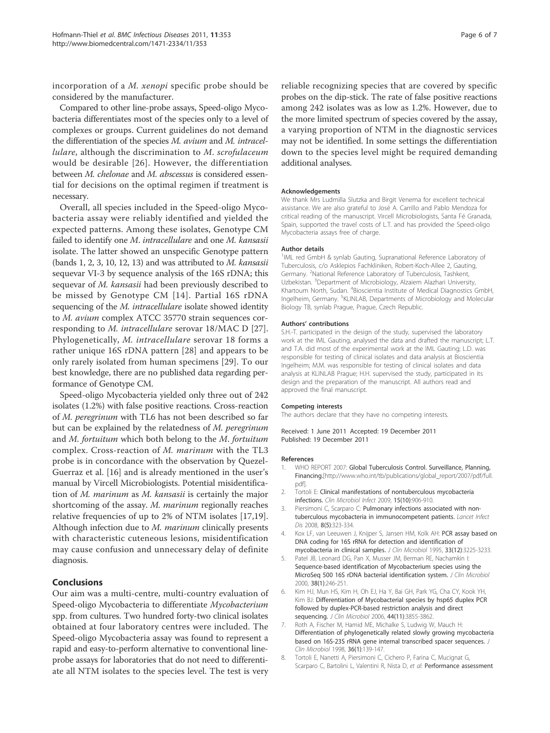incorporation of a *M. xenopi* specific probe should be considered by the manufacturer.

Compared to other line-probe assays, Speed-oligo Mycobacteria differentiates most of the species only to a level of complexes or groups. Current guidelines do not demand the differentiation of the species *M. avium* and *M. intracellulare*, although the discrimination to *M. scrofulaceum* would be desirable [26]. However, the differentiation between *M. chelonae* and *M. abscessus* is considered essential for decisions on the optimal regimen if treatment is necessary.

Overall, all species included in the Speed-oligo Mycobacteria assay were reliably identified and yielded the expected patterns. Among these isolates, Genotype CM failed to identify one *M. intracellulare* and one *M. kansasii* isolate. The latter showed an unspecific Genotype pattern (bands 1, 2, 3, 10, 12, 13) and was attributed to *M. kansasii* sequevar VI-3 by sequence analysis of the 16S rDNA; this sequevar of *M. kansasii* had been previously described to be missed by Genotype CM [14]. Partial 16S rDNA sequencing of the *M. intracellulare* isolate showed identity to *M. avium* complex ATCC 35770 strain sequences corresponding to *M. intracellulare* serovar 18/MAC D [27]. Phylogenetically, *M. intracellulare* serovar 18 forms a rather unique 16S rDNA pattern [28] and appears to be only rarely isolated from human specimens [29]. To our best knowledge, there are no published data regarding performance of Genotype CM.

Speed-oligo Mycobacteria yielded only three out of 242 isolates (1.2%) with false positive reactions. Cross-reaction of *M. peregrinum* with TL6 has not been described so far but can be explained by the relatedness of *M. peregrinum* and *M. fortuitum* which both belong to the *M. fortuitum* complex. Cross-reaction of *M. marinum* with the TL3 probe is in concordance with the observation by Quezel-Guerraz et al. [16] and is already mentioned in the user's manual by Vircell Microbiologists. Potential misidentification of *M. marinum* as *M. kansasii* is certainly the major shortcoming of the assay. *M. marinum* regionally reaches relative frequencies of up to 2% of NTM isolates [17,19]. Although infection due to *M. marinum* clinically presents with characteristic cuteneous lesions, misidentification may cause confusion and unnecessary delay of definite diagnosis.

## Conclusions

Our aim was a multi-centre, multi-country evaluation of Speed-oligo Mycobacteria to differentiate *Mycobacterium* spp. from cultures. Two hundred forty-two clinical isolates obtained at four laboratory centres were included. The Speed-oligo Mycobacteria assay was found to represent a rapid and easy-to-perform alternative to conventional line-probe assays for laboratories that do not need to differentiate all NTM isolates to the species level. The test is very reliable recognizing species that are covered by specific probes on the dip-stick. The rate of false positive reactions among 242 isolates was as low as 1.2%. However, due to the more limited spectrum of species covered by the assay, a varying proportion of NTM in the diagnostic services may not be identified. In some settings the differentiation down to the species level might be required demanding additional analyses.

#### Acknowledgements

We thank Mrs Ludmilla Slutzka and Birgit Venema for excellent technical assistance. We are also grateful to José A. Carrillo and Pablo Mendoza for critical reading of the manuscript. Vircell Microbiologists, Santa Fé Granada, Spain, supported the travel costs of L.T. and has provided the Speed-oligo Mycobacteria assays free of charge.

#### Author details

[1]IML red GmbH & synlab Gauting, Supranational Reference Laboratory of Tuberculosis, c/o Asklepios Fachkliniken, Robert-Koch-Allee 2, Gauting, Germany. [2]National Reference Laboratory of Tuberculosis, Tashkent, Uzbekistan. [3]Department of Microbiology, Alzaiem Alazhari University, Khartoum North, Sudan. [4]Bioscientia Institute of Medical Diagnostics GmbH, Ingelheim, Germany. [5]KLINLAB, Departments of Microbiology and Molecular Biology TB, synlab Prague, Prague, Czech Republic.

#### Authors' contributions

S.H.-T. participated in the design of the study, supervised the laboratory work at the IML Gauting, analysed the data and drafted the manuscript; L.T. and T.A. did most of the experimental work at the IML Gauting; L.D. was responsible for testing of clinical isolates and data analysis at Bioscientia Ingelheim; M.M. was responsible for testing of clinical isolates and data analysis at KLINLAB Prague; H.H. supervised the study, participated in its design and the preparation of the manuscript. All authors read and approved the final manuscript.

#### Competing interests

The authors declare that they have no competing interests.

Received: 1 June 2011 Accepted: 19 December 2011
Published: 19 December 2011

#### References

1. WHO REPORT 2007: **Global Tuberculosis Control. Surveillance, Planning, Financing.**[http://www.who.int/tb/publications/global_report/2007/pdf/full.pdf].
2. Tortoli E: **Clinical manifestations of nontuberculous mycobacteria infections.** *Clin Microbiol Infect* 2009, **15(10)**:906-910.
3. Piersimoni C, Scarparo C: **Pulmonary infections associated with non-tuberculous mycobacteria in immunocompetent patients.** *Lancet Infect Dis* 2008, **8(5)**:323-334.
4. Kox LF, van Leeuwen J, Knijper S, Jansen HM, Kolk AH: **PCR assay based on DNA coding for 16S rRNA for detection and identification of mycobacteria in clinical samples.** *J Clin Microbiol* 1995, **33(12)**:3225-3233.
5. Patel JB, Leonard DG, Pan X, Musser JM, Berman RE, Nachamkin I: **Sequence-based identification of Mycobacterium species using the MicroSeq 500 16S rDNA bacterial identification system.** *J Clin Microbiol* 2000, **38(1)**:246-251.
6. Kim HJ, Mun HS, Kim H, Oh EJ, Ha Y, Bai GH, Park YG, Cha CY, Kook YH, Kim BJ: **Differentiation of Mycobacterial species by hsp65 duplex PCR followed by duplex-PCR-based restriction analysis and direct sequencing.** *J Clin Microbiol* 2006, **44(11)**:3855-3862.
7. Roth A, Fischer M, Hamid ME, Michalke S, Ludwig W, Mauch H: **Differentiation of phylogenetically related slowly growing mycobacteria based on 16S-23S rRNA gene internal transcribed spacer sequences.** *J Clin Microbiol* 1998, **36(1)**:139-147.
8. Tortoli E, Nanetti A, Piersimoni C, Cichero P, Farina C, Mucignat G, Scarparo C, Bartolini L, Valentini R, Nista D, *et al*: **Performance assessment**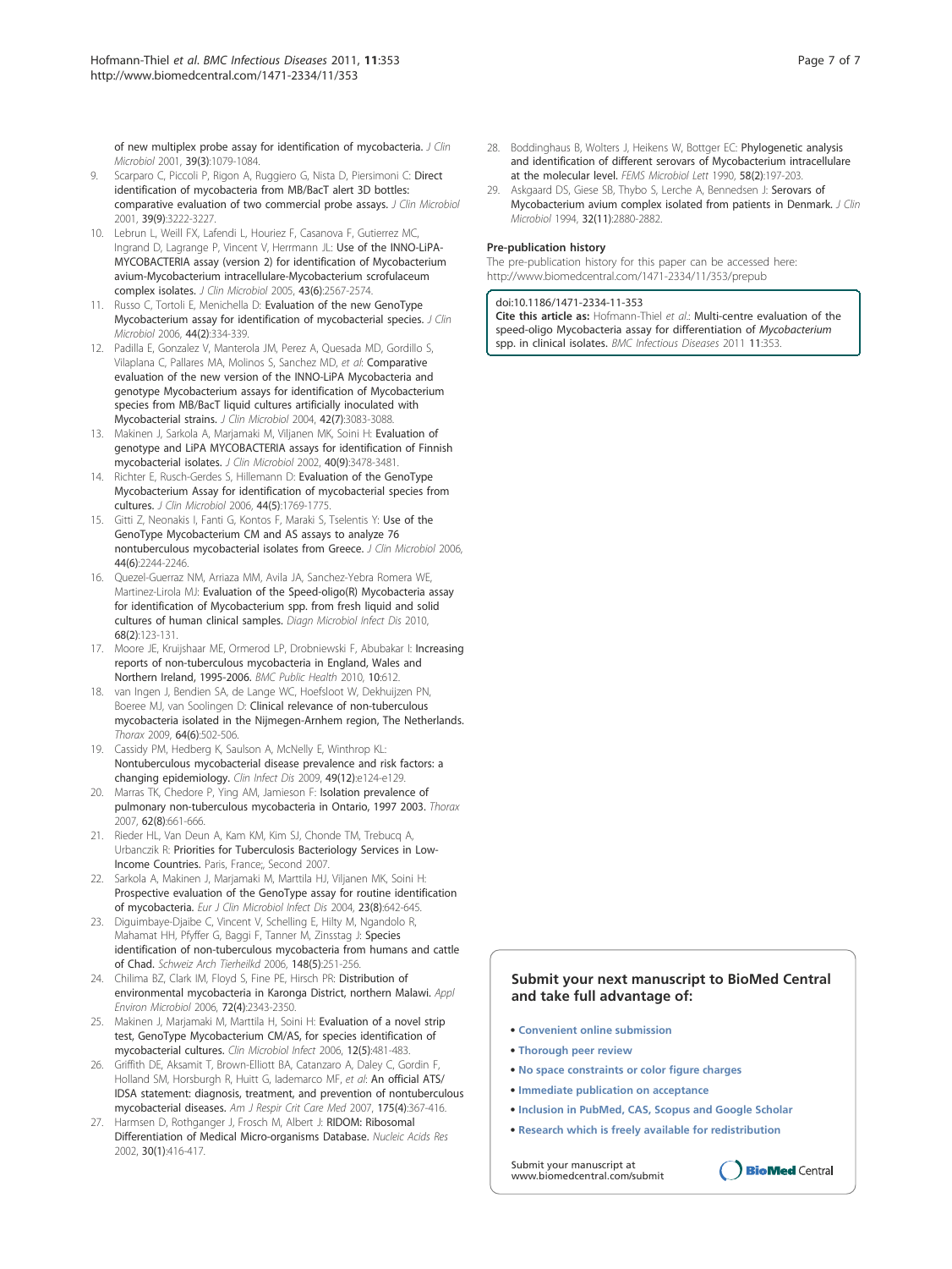of new multiplex probe assay for identification of mycobacteria. *J Clin Microbiol* 2001, 39(3):1079-1084.

9. Scarparo C, Piccoli P, Rigon A, Ruggiero G, Nista D, Piersimoni C: **Direct identification of mycobacteria from MB/BacT alert 3D bottles: comparative evaluation of two commercial probe assays.** *J Clin Microbiol* 2001, 39(9):3222-3227.
10. Lebrun L, Weill FX, Lafendi L, Houriez F, Casanova F, Gutierrez MC, Ingrand D, Lagrange P, Vincent V, Herrmann JL: **Use of the INNO-LiPA-MYCOBACTERIA assay (version 2) for identification of Mycobacterium avium-Mycobacterium intracellulare-Mycobacterium scrofulaceum complex isolates.** *J Clin Microbiol* 2005, 43(6):2567-2574.
11. Russo C, Tortoli E, Menichella D: **Evaluation of the new GenoType Mycobacterium assay for identification of mycobacterial species.** *J Clin Microbiol* 2006, 44(2):334-339.
12. Padilla E, Gonzalez V, Manterola JM, Perez A, Quesada MD, Gordillo S, Vilaplana C, Pallares MA, Molinos S, Sanchez MD, *et al*: **Comparative evaluation of the new version of the INNO-LiPA Mycobacteria and genotype Mycobacterium assays for identification of Mycobacterium species from MB/BacT liquid cultures artificially inoculated with Mycobacterial strains.** *J Clin Microbiol* 2004, 42(7):3083-3088.
13. Makinen J, Sarkola A, Marjamaki M, Viljanen MK, Soini H: **Evaluation of genotype and LiPA MYCOBACTERIA assays for identification of Finnish mycobacterial isolates.** *J Clin Microbiol* 2002, 40(9):3478-3481.
14. Richter E, Rusch-Gerdes S, Hillemann D: **Evaluation of the GenoType Mycobacterium Assay for identification of mycobacterial species from cultures.** *J Clin Microbiol* 2006, 44(5):1769-1775.
15. Gitti Z, Neonakis I, Fanti G, Kontos F, Maraki S, Tselentis Y: **Use of the GenoType Mycobacterium CM and AS assays to analyze 76 nontuberculous mycobacterial isolates from Greece.** *J Clin Microbiol* 2006, 44(6):2244-2246.
16. Quezel-Guerraz NM, Arriaza MM, Avila JA, Sanchez-Yebra Romera WE, Martinez-Lirola MJ: **Evaluation of the Speed-oligo(R) Mycobacteria assay for identification of Mycobacterium spp. from fresh liquid and solid cultures of human clinical samples.** *Diagn Microbiol Infect Dis* 2010, 68(2):123-131.
17. Moore JE, Kruijshaar ME, Ormerod LP, Drobniewski F, Abubakar I: **Increasing reports of non-tuberculous mycobacteria in England, Wales and Northern Ireland, 1995-2006.** *BMC Public Health* 2010, 10:612.
18. van Ingen J, Bendien SA, de Lange WC, Hoefsloot W, Dekhuijzen PN, Boeree MJ, van Soolingen D: **Clinical relevance of non-tuberculous mycobacteria isolated in the Nijmegen-Arnhem region, The Netherlands.** *Thorax* 2009, 64(6):502-506.
19. Cassidy PM, Hedberg K, Saulson A, McNelly E, Winthrop KL: **Nontuberculous mycobacterial disease prevalence and risk factors: a changing epidemiology.** *Clin Infect Dis* 2009, 49(12):e124-e129.
20. Marras TK, Chedore P, Ying AM, Jamieson F: **Isolation prevalence of pulmonary non-tuberculous mycobacteria in Ontario, 1997 2003.** *Thorax* 2007, 62(8):661-666.
21. Rieder HL, Van Deun A, Kam KM, Kim SJ, Chonde TM, Trebucq A, Urbanczik R: **Priorities for Tuberculosis Bacteriology Services in Low-Income Countries.** Paris, France;, Second 2007.
22. Sarkola A, Makinen J, Marjamaki M, Marttila HJ, Viljanen MK, Soini H: **Prospective evaluation of the GenoType assay for routine identification of mycobacteria.** *Eur J Clin Microbiol Infect Dis* 2004, 23(8):642-645.
23. Diguimbaye-Djaibe C, Vincent V, Schelling E, Hilty M, Ngandolo R, Mahamat HH, Pfyffer G, Baggi F, Tanner M, Zinsstag J: **Species identification of non-tuberculous mycobacteria from humans and cattle of Chad.** *Schweiz Arch Tierheilkd* 2006, 148(5):251-256.
24. Chilima BZ, Clark IM, Floyd S, Fine PE, Hirsch PR: **Distribution of environmental mycobacteria in Karonga District, northern Malawi.** *Appl Environ Microbiol* 2006, 72(4):2343-2350.
25. Makinen J, Marjamaki M, Marttila H, Soini H: **Evaluation of a novel strip test, GenoType Mycobacterium CM/AS, for species identification of mycobacterial cultures.** *Clin Microbiol Infect* 2006, 12(5):481-483.
26. Griffith DE, Aksamit T, Brown-Elliott BA, Catanzaro A, Daley C, Gordin F, Holland SM, Horsburgh R, Huitt G, Iademarco MF, *et al*: **An official ATS/IDSA statement: diagnosis, treatment, and prevention of nontuberculous mycobacterial diseases.** *Am J Respir Crit Care Med* 2007, 175(4):367-416.
27. Harmsen D, Rothganger J, Frosch M, Albert J: **RIDOM: Ribosomal Differentiation of Medical Micro-organisms Database.** *Nucleic Acids Res* 2002, 30(1):416-417.
28. Boddinghaus B, Wolters J, Heikens W, Bottger EC: **Phylogenetic analysis and identification of different serovars of Mycobacterium intracellulare at the molecular level.** *FEMS Microbiol Lett* 1990, 58(2):197-203.
29. Askgaard DS, Giese SB, Thybo S, Lerche A, Bennedsen J: **Serovars of Mycobacterium avium complex isolated from patients in Denmark.** *J Clin Microbiol* 1994, 32(11):2880-2882.

### Pre-publication history

The pre-publication history for this paper can be accessed here: http://www.biomedcentral.com/1471-2334/11/353/prepub

doi:10.1186/1471-2334-11-353

**Cite this article as:** Hofmann-Thiel *et al.*: Multi-centre evaluation of the speed-oligo Mycobacteria assay for differentiation of *Mycobacterium* spp. in clinical isolates. *BMC Infectious Diseases* 2011 11:353.

**Submit your next manuscript to BioMed Central and take full advantage of:**

- Convenient online submission
- Thorough peer review
- No space constraints or color figure charges
- Immediate publication on acceptance
- Inclusion in PubMed, CAS, Scopus and Google Scholar
- Research which is freely available for redistribution

Submit your manuscript at www.biomedcentral.com/submit

BioMed Central